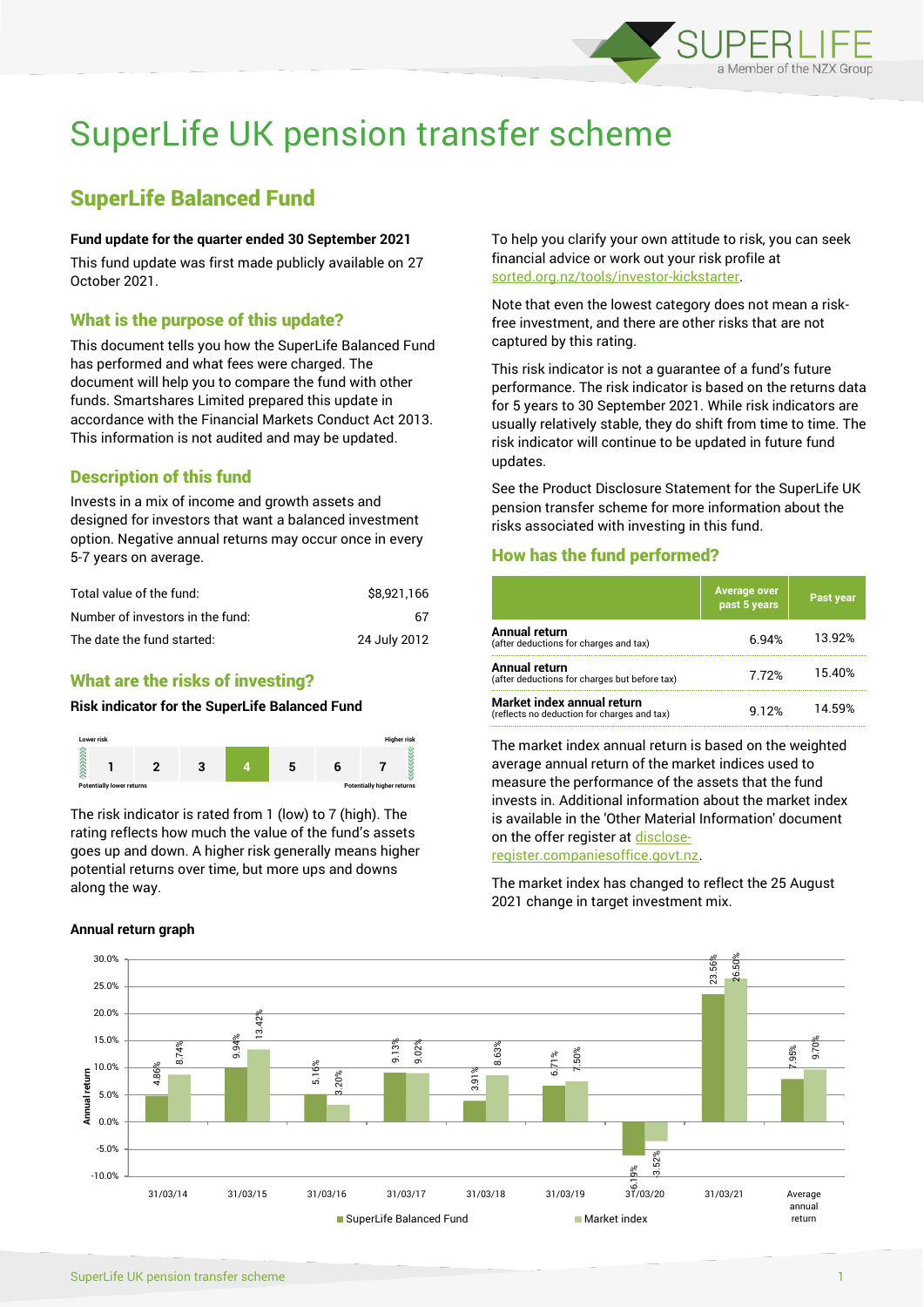# SuperLife UK pension transfer scheme

## SuperLife Balanced Fund

**Fund update for the quarter ended 30 September 2021**

This fund update was first made publicly available on 27 October 2021.

### What is the purpose of this update?

This document tells you how the SuperLife Balanced Fund has performed and what fees were charged. The document will help you to compare the fund with other funds. Smartshares Limited prepared this update in accordance with the Financial Markets Conduct Act 2013. This information is not audited and may be updated.

### Description of this fund

Invests in a mix of income and growth assets and designed for investors that want a balanced investment option. Negative annual returns may occur once in every 5-7 years on average.

| | |
|---|---|
| Total value of the fund: | $8,921,166 |
| Number of investors in the fund: | 67 |
| The date the fund started: | 24 July 2012 |

### What are the risks of investing?

**Risk indicator for the SuperLife Balanced Fund**

| Lower risk | | | | | | Higher risk |
|---|---|---|---|---|---|---|
| 1 | 2 | 3 | **4** | 5 | 6 | 7 |
| Potentially lower returns | | | | | | Potentially higher returns |

The risk indicator is rated from 1 (low) to 7 (high). The rating reflects how much the value of the fund's assets goes up and down. A higher risk generally means higher potential returns over time, but more ups and downs along the way.

To help you clarify your own attitude to risk, you can seek financial advice or work out your risk profile at sorted.org.nz/tools/investor-kickstarter.

Note that even the lowest category does not mean a risk-free investment, and there are other risks that are not captured by this rating.

This risk indicator is not a guarantee of a fund's future performance. The risk indicator is based on the returns data for 5 years to 30 September 2021. While risk indicators are usually relatively stable, they do shift from time to time. The risk indicator will continue to be updated in future fund updates.

See the Product Disclosure Statement for the SuperLife UK pension transfer scheme for more information about the risks associated with investing in this fund.

### How has the fund performed?

| | Average over past 5 years | Past year |
|---|---|---|
| **Annual return** (after deductions for charges and tax) | 6.94% | 13.92% |
| **Annual return** (after deductions for charges but before tax) | 7.72% | 15.40% |
| **Market index annual return** (reflects no deduction for charges and tax) | 9.12% | 14.59% |

The market index annual return is based on the weighted average annual return of the market indices used to measure the performance of the assets that the fund invests in. Additional information about the market index is available in the 'Other Material Information' document on the offer register at disclose-register.companiesoffice.govt.nz.

The market index has changed to reflect the 25 August 2021 change in target investment mix.

**Annual return graph**

| | SuperLife Balanced Fund | Market index |
|---|---|---|
| 31/03/14 | 4.86% | 8.74% |
| 31/03/15 | 9.94% | 13.42% |
| 31/03/16 | 5.16% | 3.20% |
| 31/03/17 | 9.13% | 9.02% |
| 31/03/18 | 3.91% | 8.63% |
| 31/03/19 | 6.71% | 7.50% |
| 31/03/20 | -6.19% | -3.52% |
| 31/03/21 | 23.56% | 26.50% |
| Average annual return | 7.95% | 9.70% |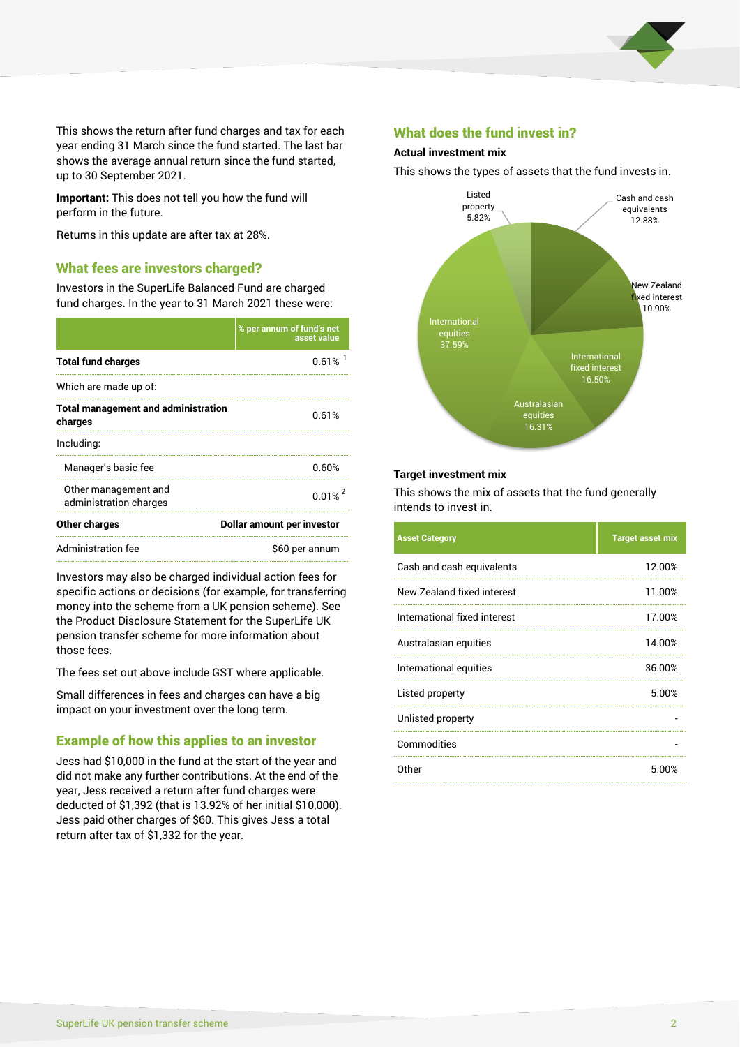This shows the return after fund charges and tax for each year ending 31 March since the fund started. The last bar shows the average annual return since the fund started, up to 30 September 2021.

**Important:** This does not tell you how the fund will perform in the future.

Returns in this update are after tax at 28%.

## What fees are investors charged?

Investors in the SuperLife Balanced Fund are charged fund charges. In the year to 31 March 2021 these were:

| | % per annum of fund's net asset value |
|---|---|
| **Total fund charges** | 0.61% [1] |
| Which are made up of: | |
| **Total management and administration charges** | 0.61% |
| Including: | |
| Manager's basic fee | 0.60% |
| Other management and administration charges | 0.01% [2] |
| **Other charges** | **Dollar amount per investor** |
| Administration fee | $60 per annum |

Investors may also be charged individual action fees for specific actions or decisions (for example, for transferring money into the scheme from a UK pension scheme). See the Product Disclosure Statement for the SuperLife UK pension transfer scheme for more information about those fees.

The fees set out above include GST where applicable.

Small differences in fees and charges can have a big impact on your investment over the long term.

## Example of how this applies to an investor

Jess had $10,000 in the fund at the start of the year and did not make any further contributions. At the end of the year, Jess received a return after fund charges were deducted of $1,392 (that is 13.92% of her initial $10,000). Jess paid other charges of $60. This gives Jess a total return after tax of $1,332 for the year.

## What does the fund invest in?

### Actual investment mix

This shows the types of assets that the fund invests in.

| Asset | Actual |
|---|---|
| Cash and cash equivalents | 12.88% |
| New Zealand fixed interest | 10.90% |
| International fixed interest | 16.50% |
| Australasian equities | 16.31% |
| International equities | 37.59% |
| Listed property | 5.82% |

### Target investment mix

This shows the mix of assets that the fund generally intends to invest in.

| Asset Category | Target asset mix |
|---|---|
| Cash and cash equivalents | 12.00% |
| New Zealand fixed interest | 11.00% |
| International fixed interest | 17.00% |
| Australasian equities | 14.00% |
| International equities | 36.00% |
| Listed property | 5.00% |
| Unlisted property | - |
| Commodities | - |
| Other | 5.00% |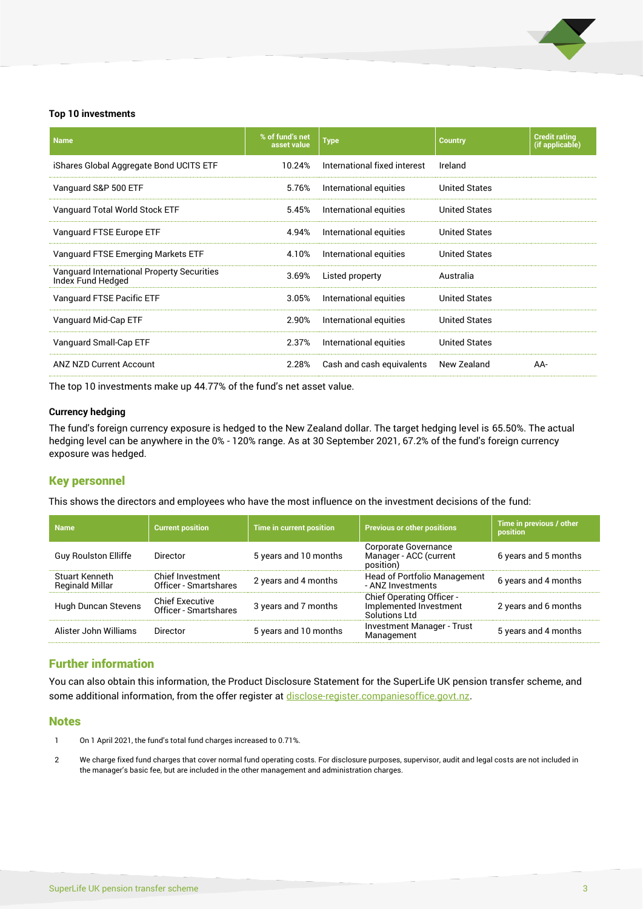**Top 10 investments**

| Name | % of fund's net asset value | Type | Country | Credit rating (if applicable) |
|---|---|---|---|---|
| iShares Global Aggregate Bond UCITS ETF | 10.24% | International fixed interest | Ireland | |
| Vanguard S&P 500 ETF | 5.76% | International equities | United States | |
| Vanguard Total World Stock ETF | 5.45% | International equities | United States | |
| Vanguard FTSE Europe ETF | 4.94% | International equities | United States | |
| Vanguard FTSE Emerging Markets ETF | 4.10% | International equities | United States | |
| Vanguard International Property Securities Index Fund Hedged | 3.69% | Listed property | Australia | |
| Vanguard FTSE Pacific ETF | 3.05% | International equities | United States | |
| Vanguard Mid-Cap ETF | 2.90% | International equities | United States | |
| Vanguard Small-Cap ETF | 2.37% | International equities | United States | |
| ANZ NZD Current Account | 2.28% | Cash and cash equivalents | New Zealand | AA- |

The top 10 investments make up 44.77% of the fund's net asset value.

**Currency hedging**

The fund's foreign currency exposure is hedged to the New Zealand dollar. The target hedging level is 65.50%. The actual hedging level can be anywhere in the 0% - 120% range. As at 30 September 2021, 67.2% of the fund's foreign currency exposure was hedged.

## Key personnel

This shows the directors and employees who have the most influence on the investment decisions of the fund:

| Name | Current position | Time in current position | Previous or other positions | Time in previous / other position |
|---|---|---|---|---|
| Guy Roulston Elliffe | Director | 5 years and 10 months | Corporate Governance Manager - ACC (current position) | 6 years and 5 months |
| Stuart Kenneth Reginald Millar | Chief Investment Officer - Smartshares | 2 years and 4 months | Head of Portfolio Management - ANZ Investments | 6 years and 4 months |
| Hugh Duncan Stevens | Chief Executive Officer - Smartshares | 3 years and 7 months | Chief Operating Officer - Implemented Investment Solutions Ltd | 2 years and 6 months |
| Alister John Williams | Director | 5 years and 10 months | Investment Manager - Trust Management | 5 years and 4 months |

## Further information

You can also obtain this information, the Product Disclosure Statement for the SuperLife UK pension transfer scheme, and some additional information, from the offer register at disclose-register.companiesoffice.govt.nz.

## Notes

1. On 1 April 2021, the fund's total fund charges increased to 0.71%.
2. We charge fixed fund charges that cover normal fund operating costs. For disclosure purposes, supervisor, audit and legal costs are not included in the manager's basic fee, but are included in the other management and administration charges.